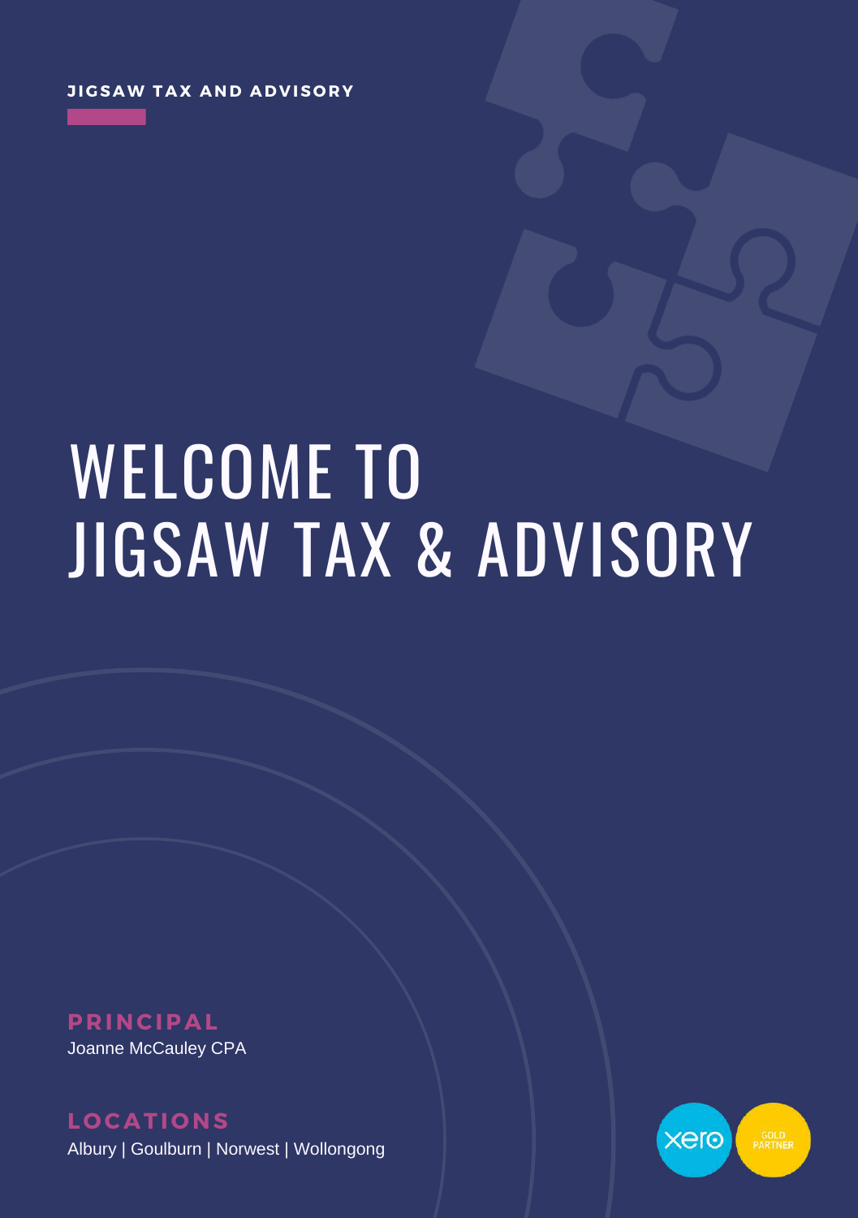**JIGSAW TAX AND ADVISORY**

# WELCOME TO JIGSAW TAX & ADVISORY

**PRINCIPAL**

Joanne McCauley CPA

**LOCATIONS**

Albury | Goulburn | Norwest | Wollongong

xero GOLD PARTNER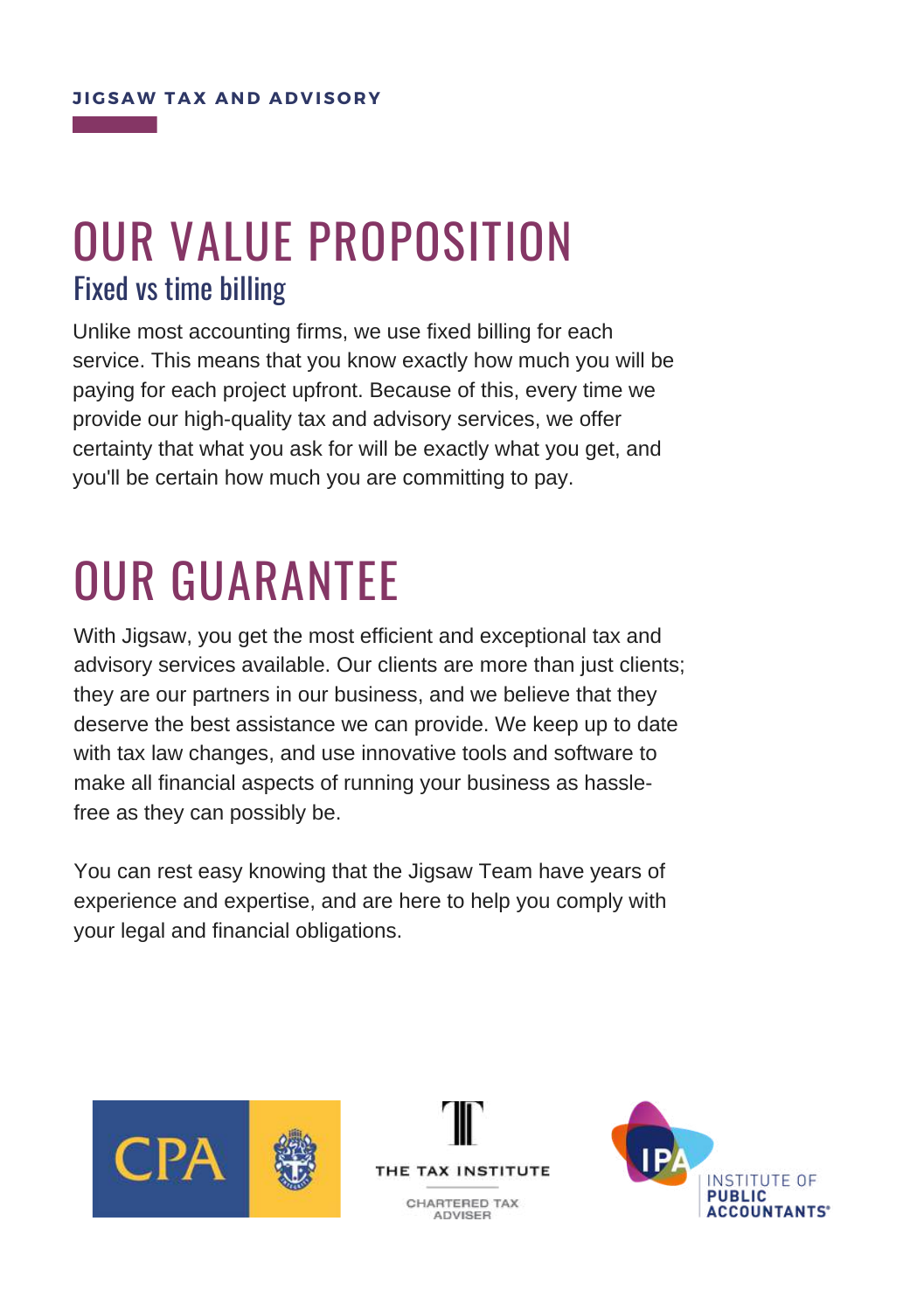**JIGSAW TAX AND ADVISORY**

# OUR VALUE PROPOSITION

## Fixed vs time billing

Unlike most accounting firms, we use fixed billing for each service. This means that you know exactly how much you will be paying for each project upfront. Because of this, every time we provide our high-quality tax and advisory services, we offer certainty that what you ask for will be exactly what you get, and you'll be certain how much you are committing to pay.

# OUR GUARANTEE

With Jigsaw, you get the most efficient and exceptional tax and advisory services available. Our clients are more than just clients; they are our partners in our business, and we believe that they deserve the best assistance we can provide. We keep up to date with tax law changes, and use innovative tools and software to make all financial aspects of running your business as hassle-free as they can possibly be.

You can rest easy knowing that the Jigsaw Team have years of experience and expertise, and are here to help you comply with your legal and financial obligations.

CPA

THE TAX INSTITUTE

CHARTERED TAX ADVISER

IPA INSTITUTE OF PUBLIC ACCOUNTANTS®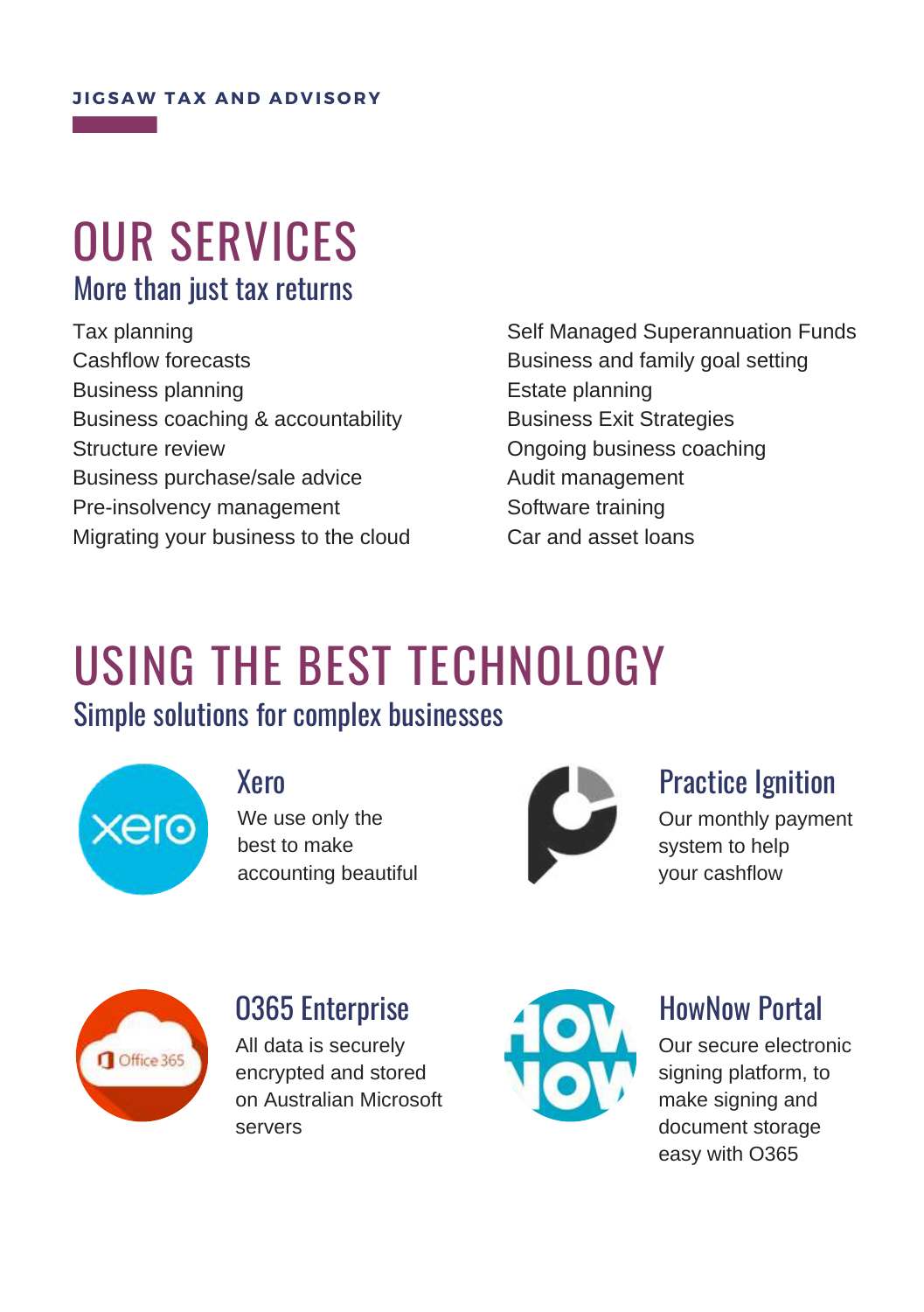JIGSAW TAX AND ADVISORY

# OUR SERVICES

## More than just tax returns

- Tax planning
- Cashflow forecasts
- Business planning
- Business coaching & accountability
- Structure review
- Business purchase/sale advice
- Pre-insolvency management
- Migrating your business to the cloud
- Self Managed Superannuation Funds
- Business and family goal setting
- Estate planning
- Business Exit Strategies
- Ongoing business coaching
- Audit management
- Software training
- Car and asset loans

# USING THE BEST TECHNOLOGY

## Simple solutions for complex businesses

### Xero

We use only the best to make accounting beautiful

### Practice Ignition

Our monthly payment system to help your cashflow

### O365 Enterprise

All data is securely encrypted and stored on Australian Microsoft servers

### HowNow Portal

Our secure electronic signing platform, to make signing and document storage easy with O365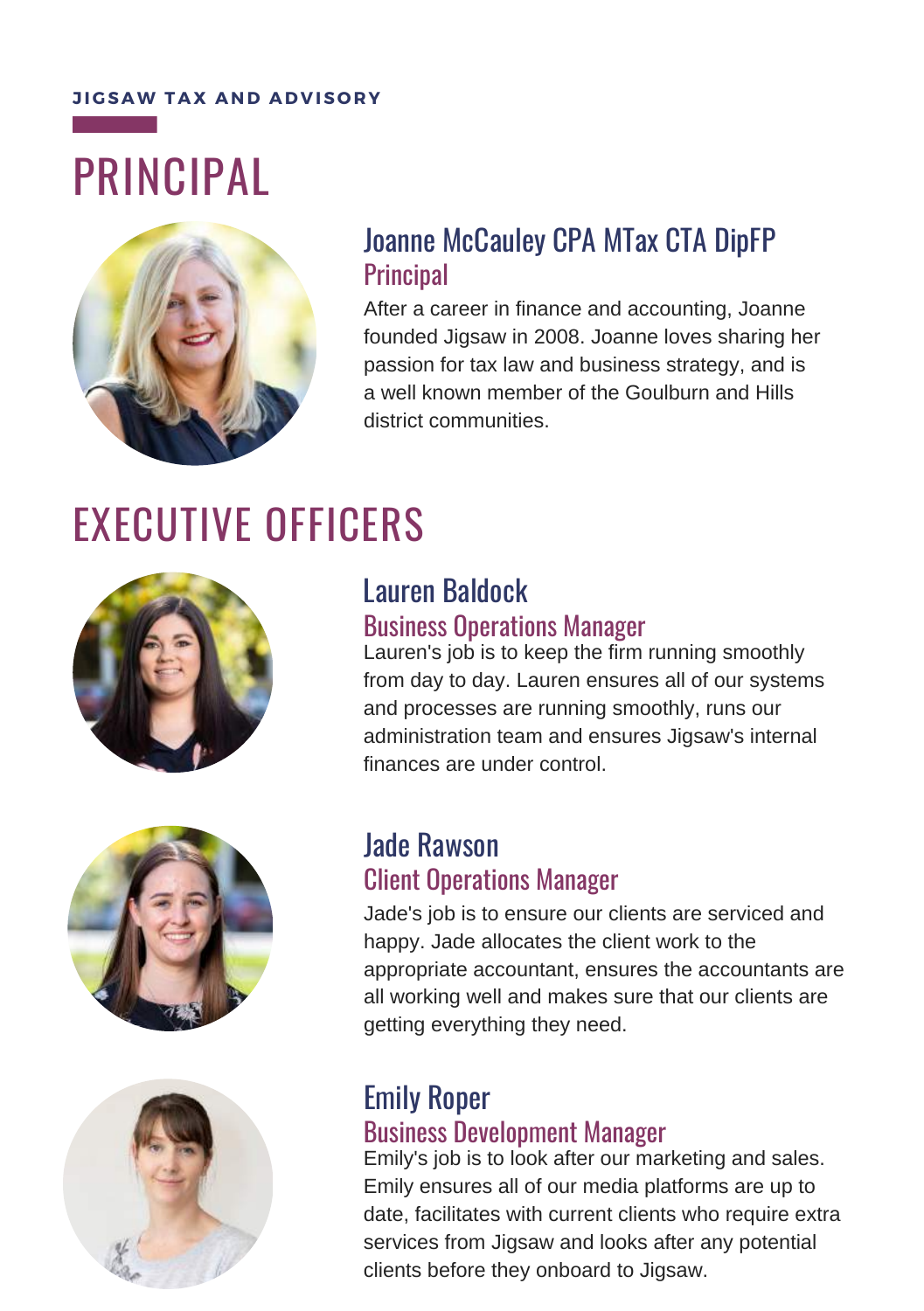**JIGSAW TAX AND ADVISORY**

# PRINCIPAL

### Joanne McCauley CPA MTax CTA DipFP
Principal

After a career in finance and accounting, Joanne founded Jigsaw in 2008. Joanne loves sharing her passion for tax law and business strategy, and is a well known member of the Goulburn and Hills district communities.

# EXECUTIVE OFFICERS

### Lauren Baldock
Business Operations Manager

Lauren's job is to keep the firm running smoothly from day to day. Lauren ensures all of our systems and processes are running smoothly, runs our administration team and ensures Jigsaw's internal finances are under control.

### Jade Rawson
Client Operations Manager

Jade's job is to ensure our clients are serviced and happy. Jade allocates the client work to the appropriate accountant, ensures the accountants are all working well and makes sure that our clients are getting everything they need.

### Emily Roper
Business Development Manager

Emily's job is to look after our marketing and sales. Emily ensures all of our media platforms are up to date, facilitates with current clients who require extra services from Jigsaw and looks after any potential clients before they onboard to Jigsaw.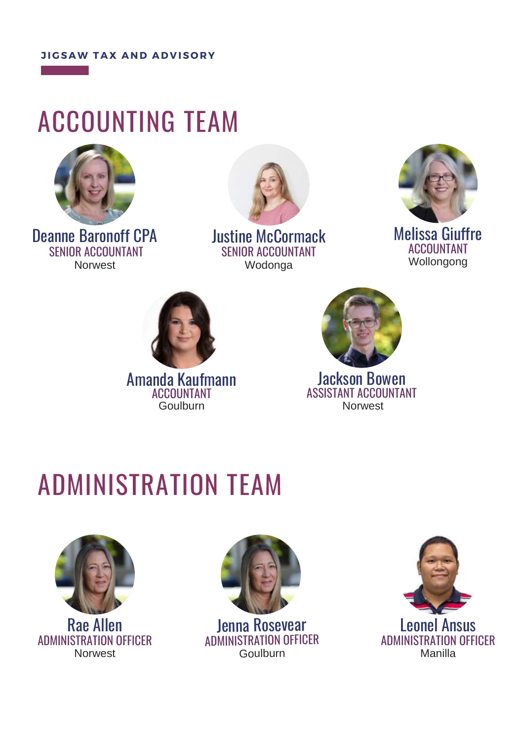JIGSAW TAX AND ADVISORY

# ACCOUNTING TEAM

**Deanne Baronoff CPA**
SENIOR ACCOUNTANT
Norwest

**Justine McCormack**
SENIOR ACCOUNTANT
Wodonga

**Melissa Giuffre**
ACCOUNTANT
Wollongong

**Amanda Kaufmann**
ACCOUNTANT
Goulburn

**Jackson Bowen**
ASSISTANT ACCOUNTANT
Norwest

# ADMINISTRATION TEAM

**Rae Allen**
ADMINISTRATION OFFICER
Norwest

**Jenna Rosevear**
ADMINISTRATION OFFICER
Goulburn

**Leonel Ansus**
ADMINISTRATION OFFICER
Manilla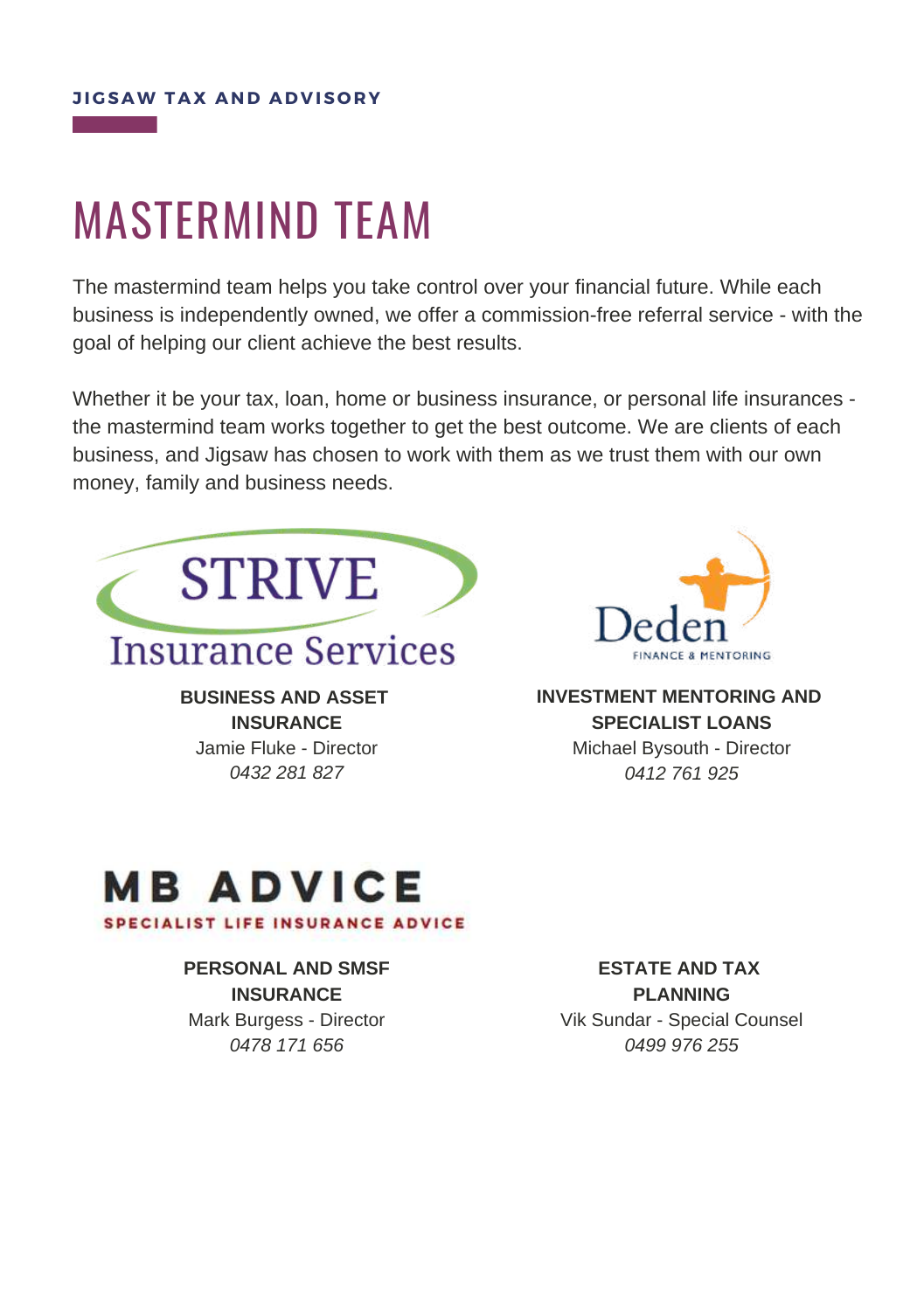**JIGSAW TAX AND ADVISORY**

# MASTERMIND TEAM

The mastermind team helps you take control over your financial future. While each business is independently owned, we offer a commission-free referral service - with the goal of helping our client achieve the best results.

Whether it be your tax, loan, home or business insurance, or personal life insurances - the mastermind team works together to get the best outcome. We are clients of each business, and Jigsaw has chosen to work with them as we trust them with our own money, family and business needs.

STRIVE Insurance Services

**BUSINESS AND ASSET INSURANCE**
Jamie Fluke - Director
*0432 281 827*

Deden FINANCE & MENTORING

**INVESTMENT MENTORING AND SPECIALIST LOANS**
Michael Bysouth - Director
*0412 761 925*

MB ADVICE SPECIALIST LIFE INSURANCE ADVICE

**PERSONAL AND SMSF INSURANCE**
Mark Burgess - Director
*0478 171 656*

**ESTATE AND TAX PLANNING**
Vik Sundar - Special Counsel
*0499 976 255*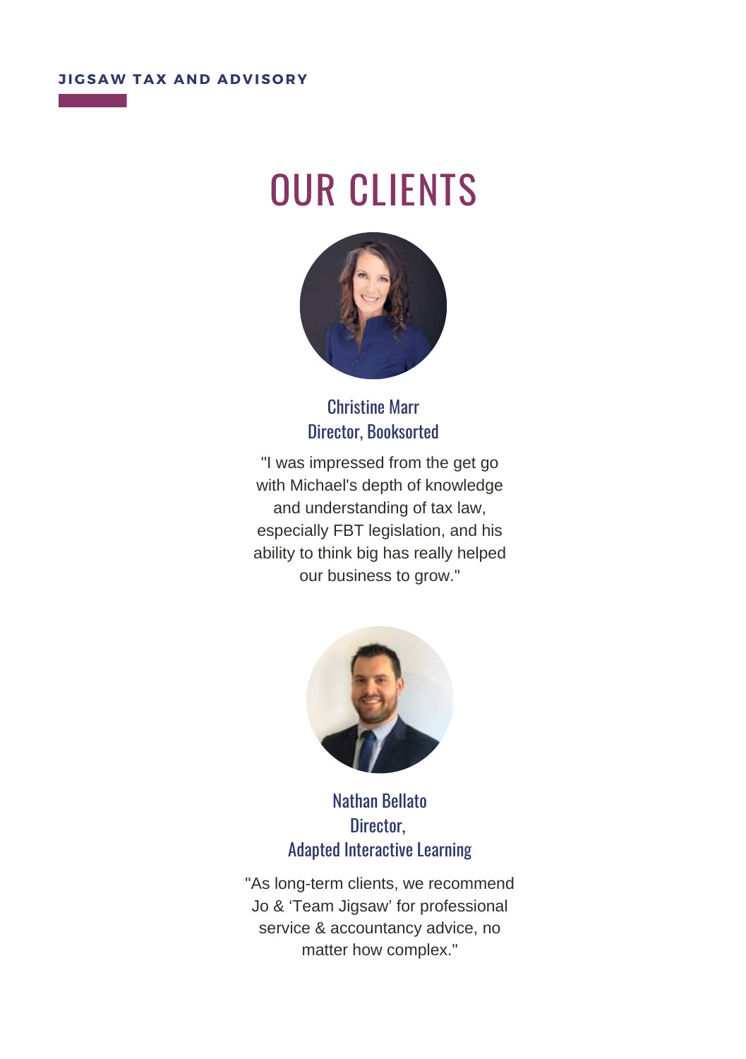**JIGSAW TAX AND ADVISORY**

# OUR CLIENTS

Christine Marr
Director, Booksorted

"I was impressed from the get go with Michael's depth of knowledge and understanding of tax law, especially FBT legislation, and his ability to think big has really helped our business to grow."

Nathan Bellato
Director,
Adapted Interactive Learning

"As long-term clients, we recommend Jo & 'Team Jigsaw' for professional service & accountancy advice, no matter how complex."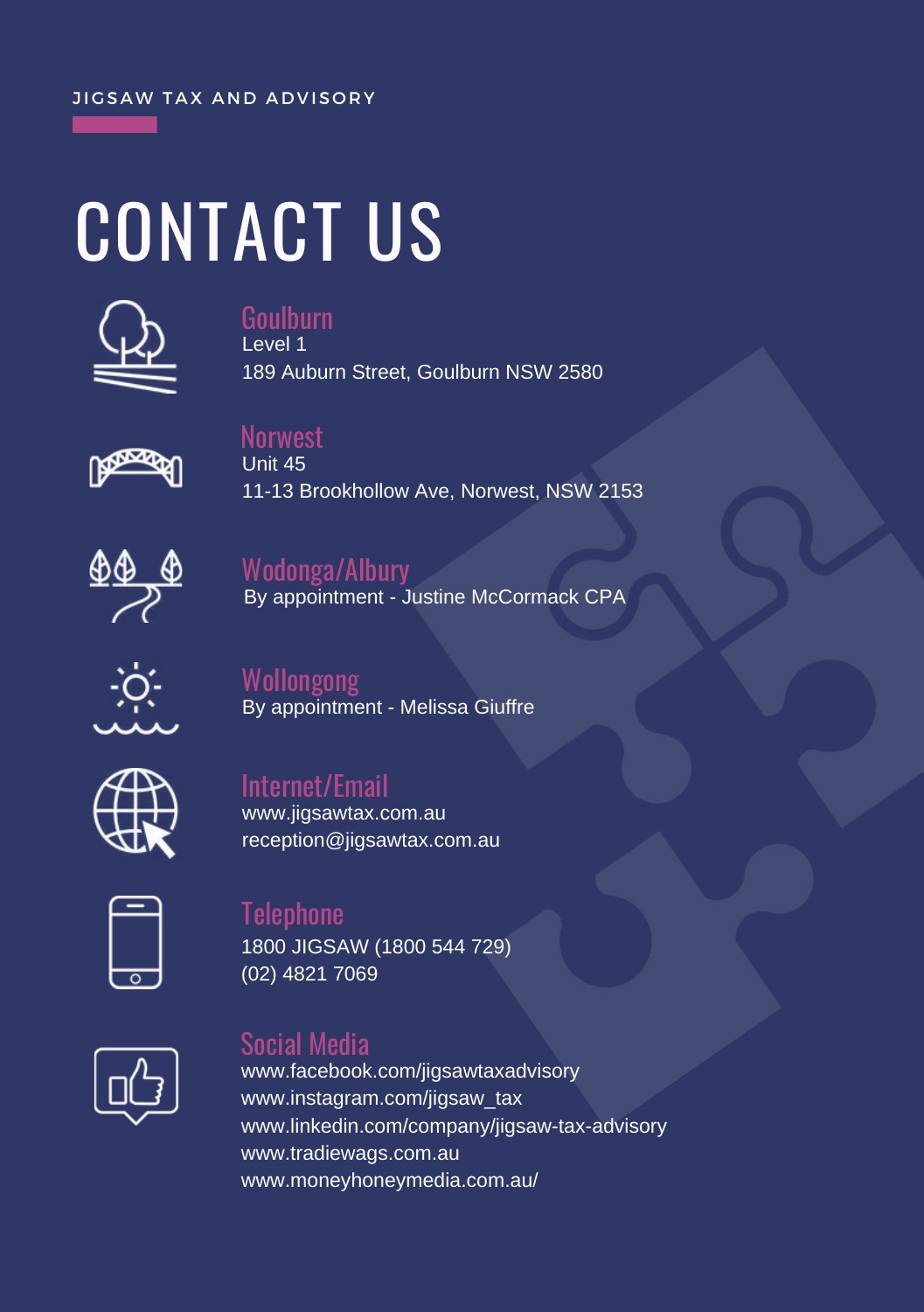JIGSAW TAX AND ADVISORY

# CONTACT US

## Goulburn

Level 1
189 Auburn Street, Goulburn NSW 2580

## Norwest

Unit 45
11-13 Brookhollow Ave, Norwest, NSW 2153

## Wodonga/Albury

By appointment - Justine McCormack CPA

## Wollongong

By appointment - Melissa Giuffre

## Internet/Email

www.jigsawtax.com.au
reception@jigsawtax.com.au

## Telephone

1800 JIGSAW (1800 544 729)
(02) 4821 7069

## Social Media

www.facebook.com/jigsawtaxadvisory
www.instagram.com/jigsaw_tax
www.linkedin.com/company/jigsaw-tax-advisory
www.tradiewags.com.au
www.moneyhoneymedia.com.au/